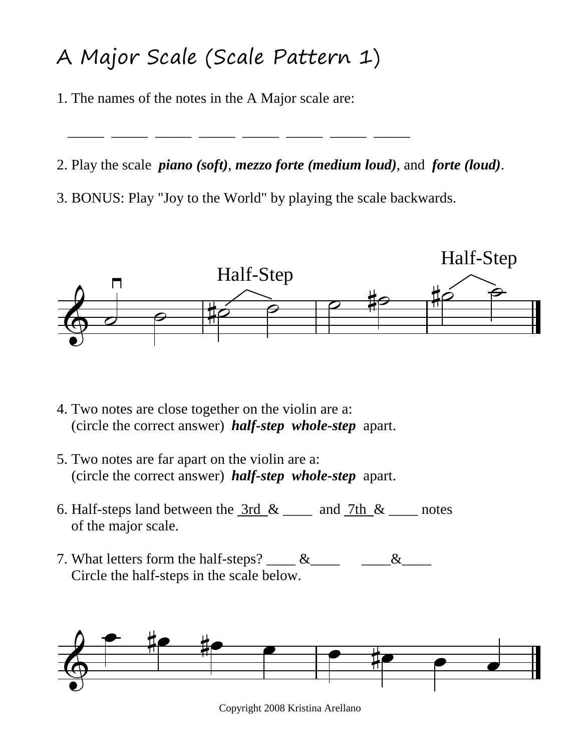# A Major Scale (Scale Pattern 1)

1. The names of the notes in the A Major scale are:

   _____ _____ _____ _____ _____ _____ _____ _____

2. Play the scale ***piano (soft)***, ***mezzo forte (medium loud)***, and ***forte (loud)***.

3. BONUS: Play "Joy to the World" by playing the scale backwards.

Half-Step Half-Step

4. Two notes are close together on the violin are a:
   (circle the correct answer) ***half-step whole-step*** apart.

5. Two notes are far apart on the violin are a:
   (circle the correct answer) ***half-step whole-step*** apart.

6. Half-steps land between the 3rd & ____ and 7th & ____ notes
   of the major scale.

7. What letters form the half-steps? ____ &____ ____&____
   Circle the half-steps in the scale below.

Copyright 2008 Kristina Arellano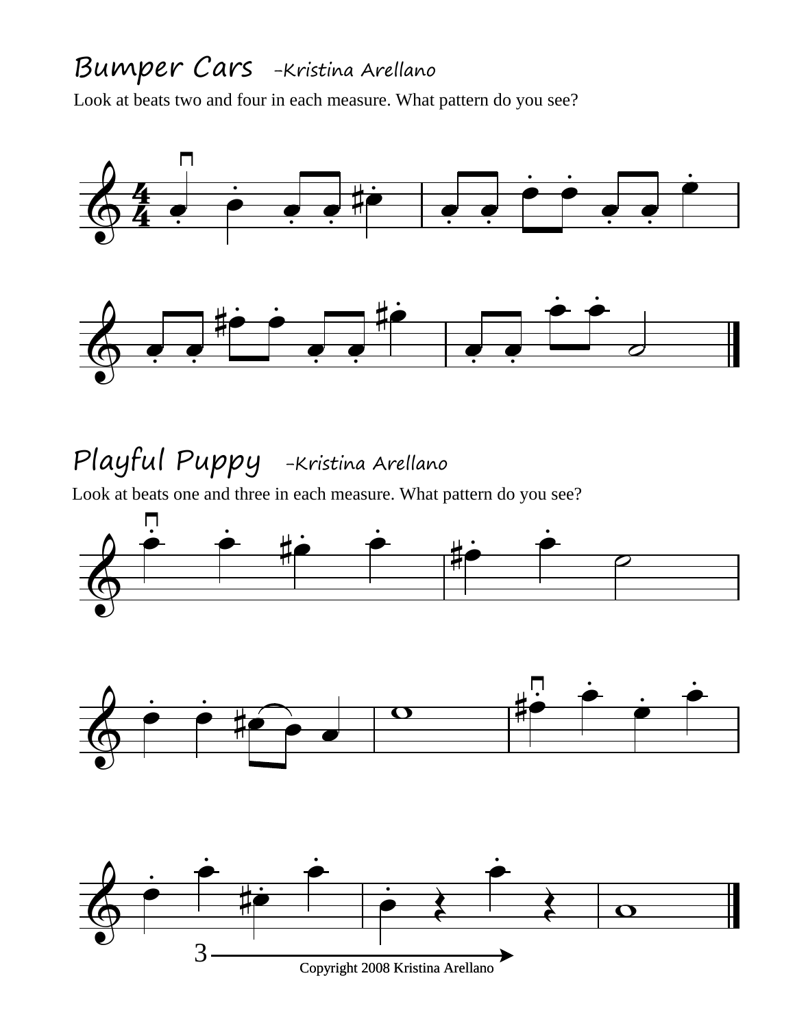## Bumper Cars –Kristina Arellano

Look at beats two and four in each measure. What pattern do you see?

## Playful Puppy –Kristina Arellano

Look at beats one and three in each measure. What pattern do you see?

Copyright 2008 Kristina Arellano